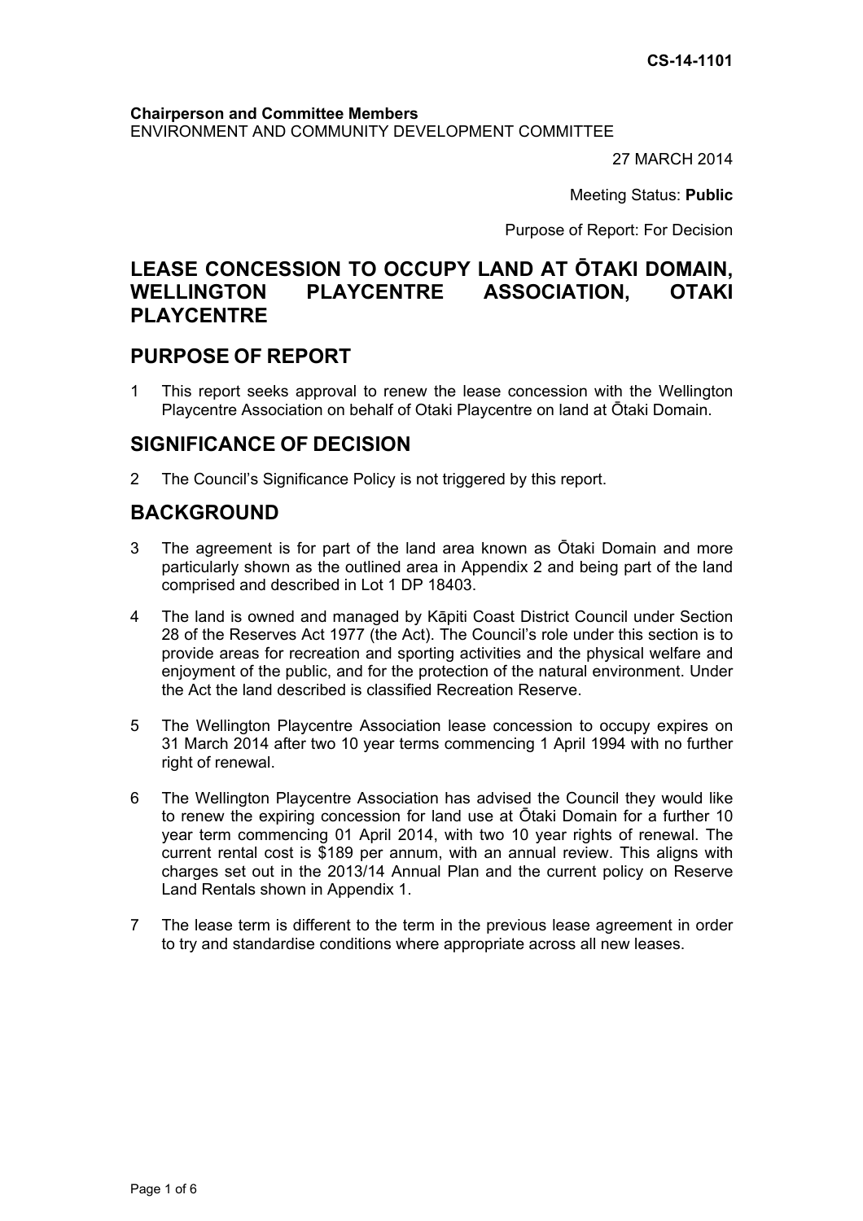**CS-14-1101**

**Chairperson and Committee Members**
ENVIRONMENT AND COMMUNITY DEVELOPMENT COMMITTEE

27 MARCH 2014

Meeting Status: **Public**

Purpose of Report: For Decision

# LEASE CONCESSION TO OCCUPY LAND AT ŌTAKI DOMAIN, WELLINGTON PLAYCENTRE ASSOCIATION, OTAKI PLAYCENTRE

## PURPOSE OF REPORT

1 This report seeks approval to renew the lease concession with the Wellington Playcentre Association on behalf of Otaki Playcentre on land at Ōtaki Domain.

## SIGNIFICANCE OF DECISION

2 The Council's Significance Policy is not triggered by this report.

## BACKGROUND

3 The agreement is for part of the land area known as Ōtaki Domain and more particularly shown as the outlined area in Appendix 2 and being part of the land comprised and described in Lot 1 DP 18403.

4 The land is owned and managed by Kāpiti Coast District Council under Section 28 of the Reserves Act 1977 (the Act). The Council's role under this section is to provide areas for recreation and sporting activities and the physical welfare and enjoyment of the public, and for the protection of the natural environment. Under the Act the land described is classified Recreation Reserve.

5 The Wellington Playcentre Association lease concession to occupy expires on 31 March 2014 after two 10 year terms commencing 1 April 1994 with no further right of renewal.

6 The Wellington Playcentre Association has advised the Council they would like to renew the expiring concession for land use at Ōtaki Domain for a further 10 year term commencing 01 April 2014, with two 10 year rights of renewal. The current rental cost is $189 per annum, with an annual review. This aligns with charges set out in the 2013/14 Annual Plan and the current policy on Reserve Land Rentals shown in Appendix 1.

7 The lease term is different to the term in the previous lease agreement in order to try and standardise conditions where appropriate across all new leases.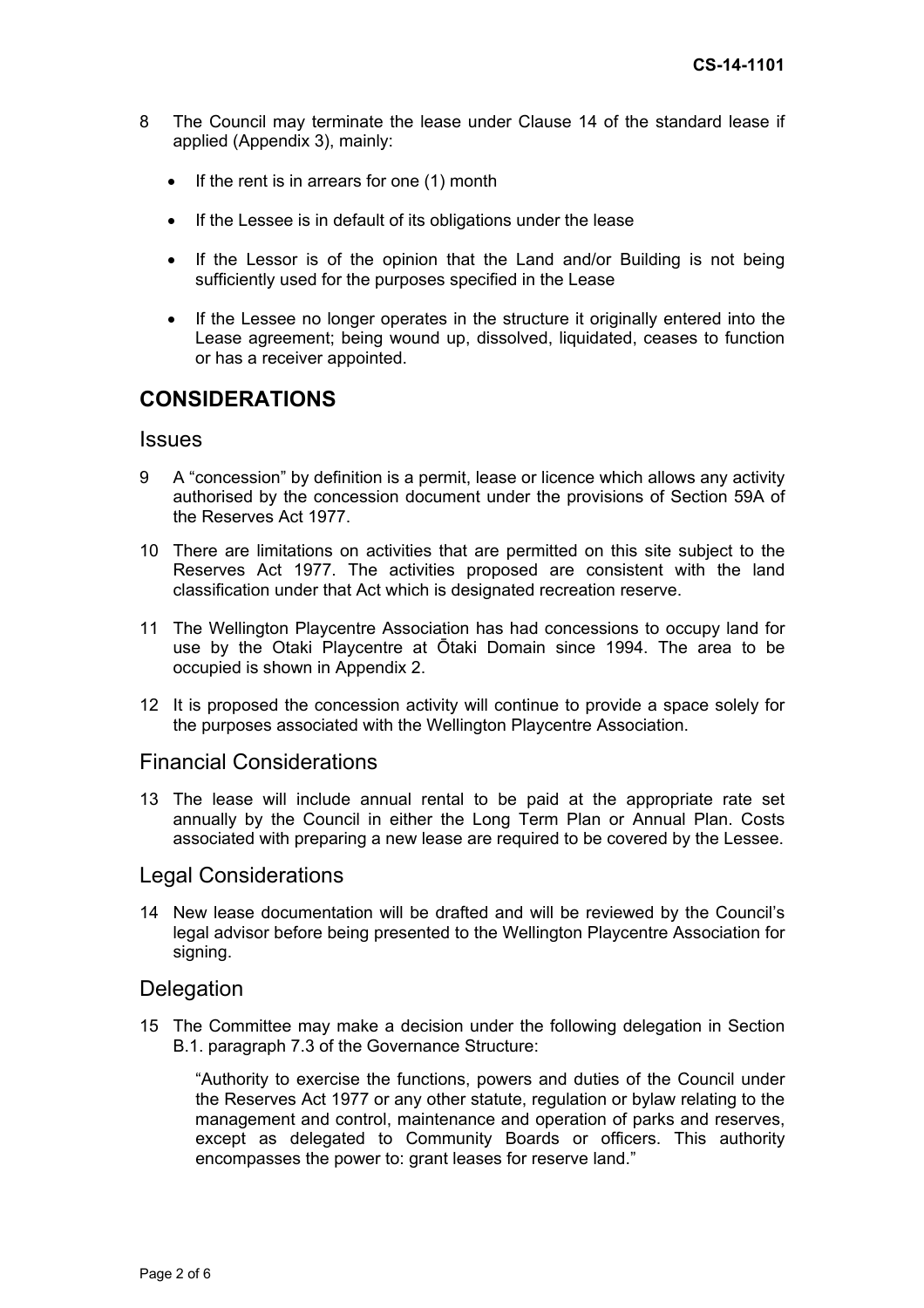8 The Council may terminate the lease under Clause 14 of the standard lease if applied (Appendix 3), mainly:

- If the rent is in arrears for one (1) month
- If the Lessee is in default of its obligations under the lease
- If the Lessor is of the opinion that the Land and/or Building is not being sufficiently used for the purposes specified in the Lease
- If the Lessee no longer operates in the structure it originally entered into the Lease agreement; being wound up, dissolved, liquidated, ceases to function or has a receiver appointed.

## CONSIDERATIONS

### Issues

9 A "concession" by definition is a permit, lease or licence which allows any activity authorised by the concession document under the provisions of Section 59A of the Reserves Act 1977.

10 There are limitations on activities that are permitted on this site subject to the Reserves Act 1977. The activities proposed are consistent with the land classification under that Act which is designated recreation reserve.

11 The Wellington Playcentre Association has had concessions to occupy land for use by the Otaki Playcentre at Ōtaki Domain since 1994. The area to be occupied is shown in Appendix 2.

12 It is proposed the concession activity will continue to provide a space solely for the purposes associated with the Wellington Playcentre Association.

### Financial Considerations

13 The lease will include annual rental to be paid at the appropriate rate set annually by the Council in either the Long Term Plan or Annual Plan. Costs associated with preparing a new lease are required to be covered by the Lessee.

### Legal Considerations

14 New lease documentation will be drafted and will be reviewed by the Council's legal advisor before being presented to the Wellington Playcentre Association for signing.

### Delegation

15 The Committee may make a decision under the following delegation in Section B.1. paragraph 7.3 of the Governance Structure:

> "Authority to exercise the functions, powers and duties of the Council under the Reserves Act 1977 or any other statute, regulation or bylaw relating to the management and control, maintenance and operation of parks and reserves, except as delegated to Community Boards or officers. This authority encompasses the power to: grant leases for reserve land."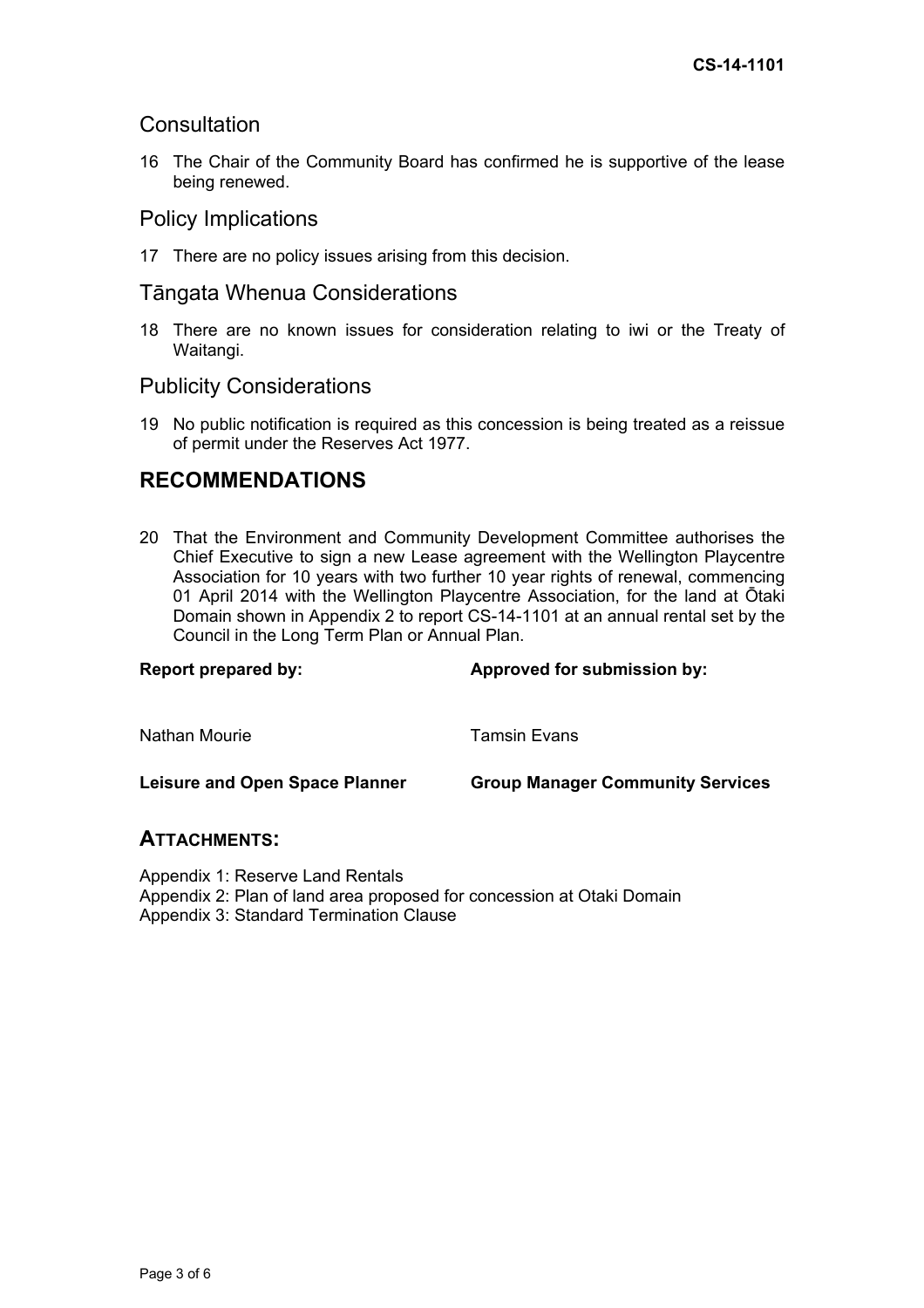## Consultation

16 The Chair of the Community Board has confirmed he is supportive of the lease being renewed.

## Policy Implications

17 There are no policy issues arising from this decision.

## Tāngata Whenua Considerations

18 There are no known issues for consideration relating to iwi or the Treaty of Waitangi.

## Publicity Considerations

19 No public notification is required as this concession is being treated as a reissue of permit under the Reserves Act 1977.

# RECOMMENDATIONS

20 That the Environment and Community Development Committee authorises the Chief Executive to sign a new Lease agreement with the Wellington Playcentre Association for 10 years with two further 10 year rights of renewal, commencing 01 April 2014 with the Wellington Playcentre Association, for the land at Ōtaki Domain shown in Appendix 2 to report CS-14-1101 at an annual rental set by the Council in the Long Term Plan or Annual Plan.

| **Report prepared by:** | **Approved for submission by:** |
|---|---|
| Nathan Mourie | Tamsin Evans |
| **Leisure and Open Space Planner** | **Group Manager Community Services** |

## ATTACHMENTS:

Appendix 1: Reserve Land Rentals
Appendix 2: Plan of land area proposed for concession at Otaki Domain
Appendix 3: Standard Termination Clause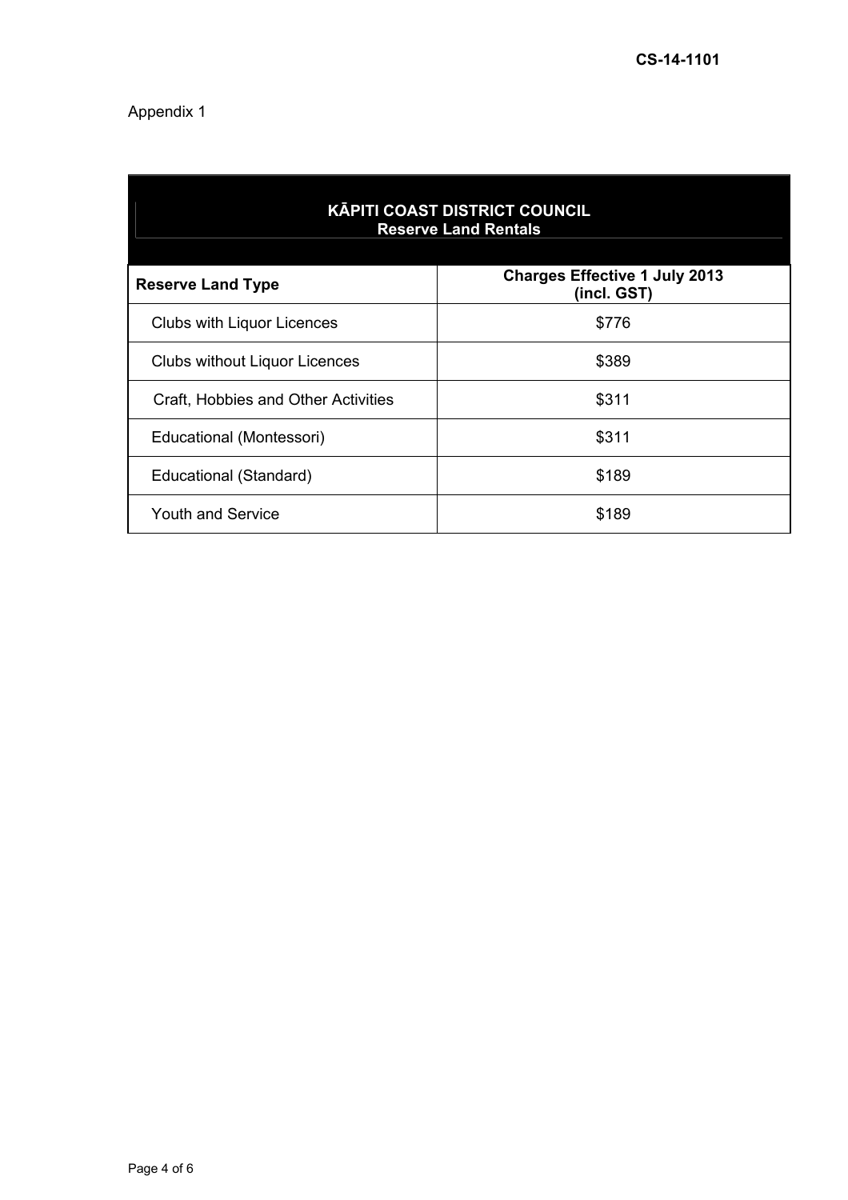CS-14-1101

Appendix 1

| KĀPITI COAST DISTRICT COUNCIL<br>Reserve Land Rentals | |
|---|---|
| **Reserve Land Type** | **Charges Effective 1 July 2013 (incl. GST)** |
| Clubs with Liquor Licences | $776 |
| Clubs without Liquor Licences | $389 |
| Craft, Hobbies and Other Activities | $311 |
| Educational (Montessori) | $311 |
| Educational (Standard) | $189 |
| Youth and Service | $189 |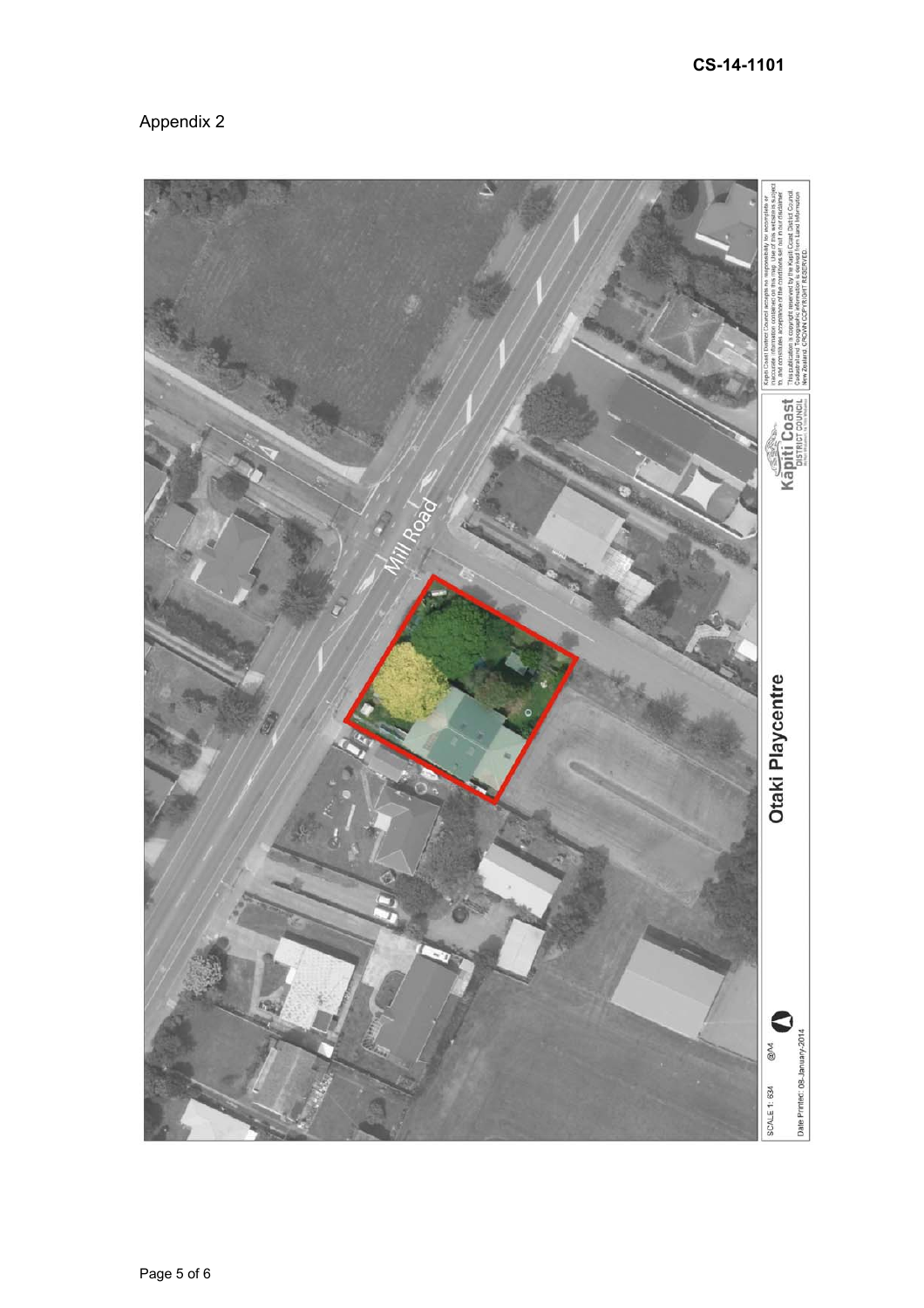CS-14-1101

Appendix 2

Mill Road

Otaki Playcentre

SCALE 1: 934 @A4

Date Printed: 08-January-2014

Kapiti Coast DISTRICT COUNCIL

Kapiti Coast District Council accepts no responsibility for incomplete or inaccurate information contained on this map. Use of this website is subject to, and constitutes acceptance of the conditions set out in our disclaimer. This publication is copyright reserved by the Kapiti Coast District Council. Cadastral and Topographic information is derived from Land Information New Zealand. CROWN COPYRIGHT RESERVED.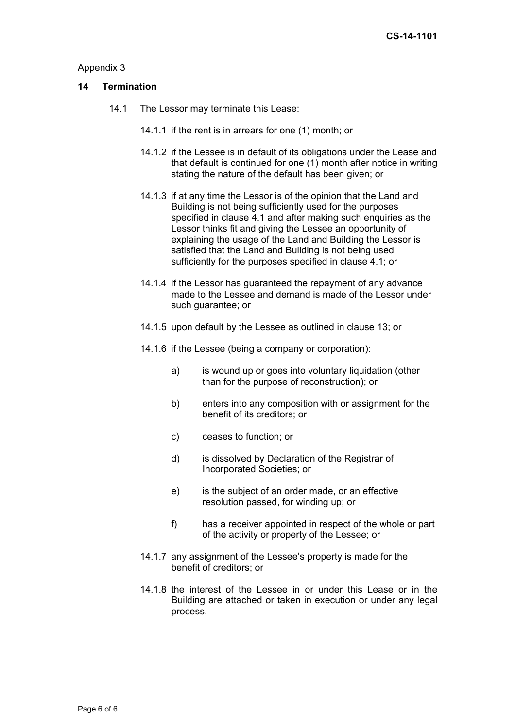Appendix 3

## 14 Termination

14.1 The Lessor may terminate this Lease:

14.1.1 if the rent is in arrears for one (1) month; or

14.1.2 if the Lessee is in default of its obligations under the Lease and that default is continued for one (1) month after notice in writing stating the nature of the default has been given; or

14.1.3 if at any time the Lessor is of the opinion that the Land and Building is not being sufficiently used for the purposes specified in clause 4.1 and after making such enquiries as the Lessor thinks fit and giving the Lessee an opportunity of explaining the usage of the Land and Building the Lessor is satisfied that the Land and Building is not being used sufficiently for the purposes specified in clause 4.1; or

14.1.4 if the Lessor has guaranteed the repayment of any advance made to the Lessee and demand is made of the Lessor under such guarantee; or

14.1.5 upon default by the Lessee as outlined in clause 13; or

14.1.6 if the Lessee (being a company or corporation):

a) is wound up or goes into voluntary liquidation (other than for the purpose of reconstruction); or

b) enters into any composition with or assignment for the benefit of its creditors; or

c) ceases to function; or

d) is dissolved by Declaration of the Registrar of Incorporated Societies; or

e) is the subject of an order made, or an effective resolution passed, for winding up; or

f) has a receiver appointed in respect of the whole or part of the activity or property of the Lessee; or

14.1.7 any assignment of the Lessee's property is made for the benefit of creditors; or

14.1.8 the interest of the Lessee in or under this Lease or in the Building are attached or taken in execution or under any legal process.